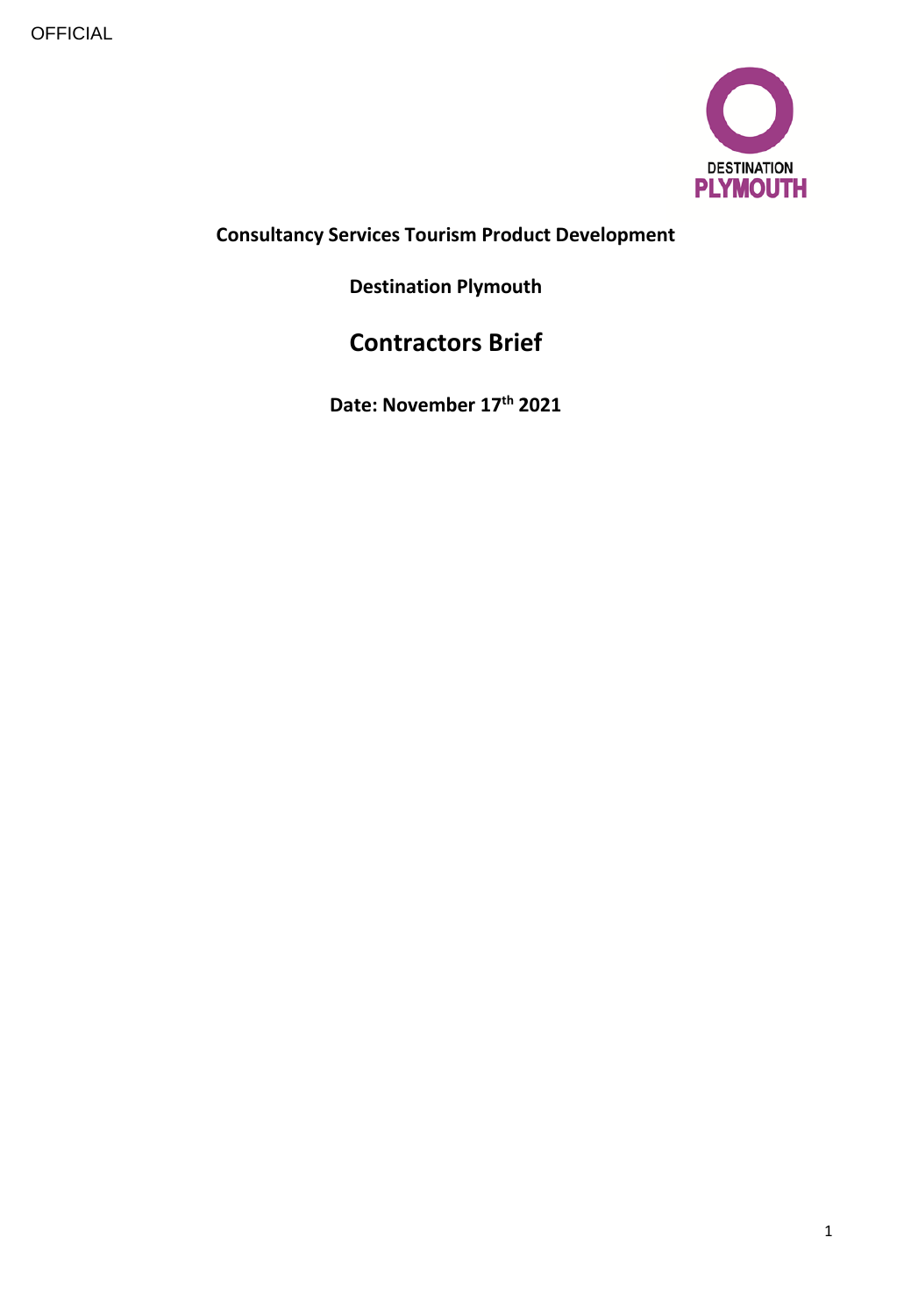OFFICIAL

DESTINATION PLYMOUTH

**Consultancy Services Tourism Product Development**

**Destination Plymouth**

# Contractors Brief

**Date: November 17th 2021**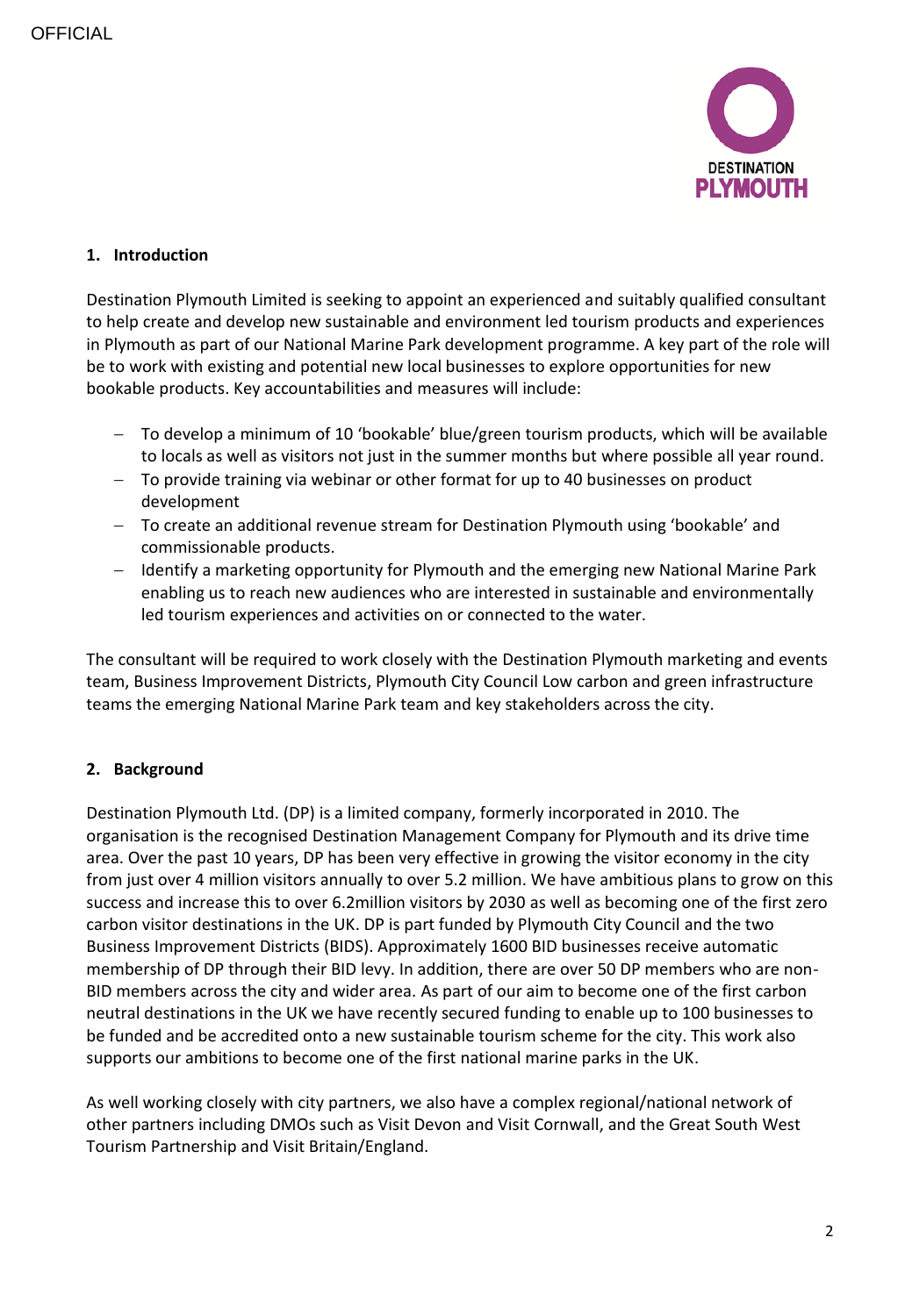## 1. Introduction

Destination Plymouth Limited is seeking to appoint an experienced and suitably qualified consultant to help create and develop new sustainable and environment led tourism products and experiences in Plymouth as part of our National Marine Park development programme. A key part of the role will be to work with existing and potential new local businesses to explore opportunities for new bookable products. Key accountabilities and measures will include:

- To develop a minimum of 10 'bookable' blue/green tourism products, which will be available to locals as well as visitors not just in the summer months but where possible all year round.
- To provide training via webinar or other format for up to 40 businesses on product development
- To create an additional revenue stream for Destination Plymouth using 'bookable' and commissionable products.
- Identify a marketing opportunity for Plymouth and the emerging new National Marine Park enabling us to reach new audiences who are interested in sustainable and environmentally led tourism experiences and activities on or connected to the water.

The consultant will be required to work closely with the Destination Plymouth marketing and events team, Business Improvement Districts, Plymouth City Council Low carbon and green infrastructure teams the emerging National Marine Park team and key stakeholders across the city.

## 2. Background

Destination Plymouth Ltd. (DP) is a limited company, formerly incorporated in 2010. The organisation is the recognised Destination Management Company for Plymouth and its drive time area. Over the past 10 years, DP has been very effective in growing the visitor economy in the city from just over 4 million visitors annually to over 5.2 million. We have ambitious plans to grow on this success and increase this to over 6.2million visitors by 2030 as well as becoming one of the first zero carbon visitor destinations in the UK. DP is part funded by Plymouth City Council and the two Business Improvement Districts (BIDS). Approximately 1600 BID businesses receive automatic membership of DP through their BID levy. In addition, there are over 50 DP members who are non-BID members across the city and wider area. As part of our aim to become one of the first carbon neutral destinations in the UK we have recently secured funding to enable up to 100 businesses to be funded and be accredited onto a new sustainable tourism scheme for the city. This work also supports our ambitions to become one of the first national marine parks in the UK.

As well working closely with city partners, we also have a complex regional/national network of other partners including DMOs such as Visit Devon and Visit Cornwall, and the Great South West Tourism Partnership and Visit Britain/England.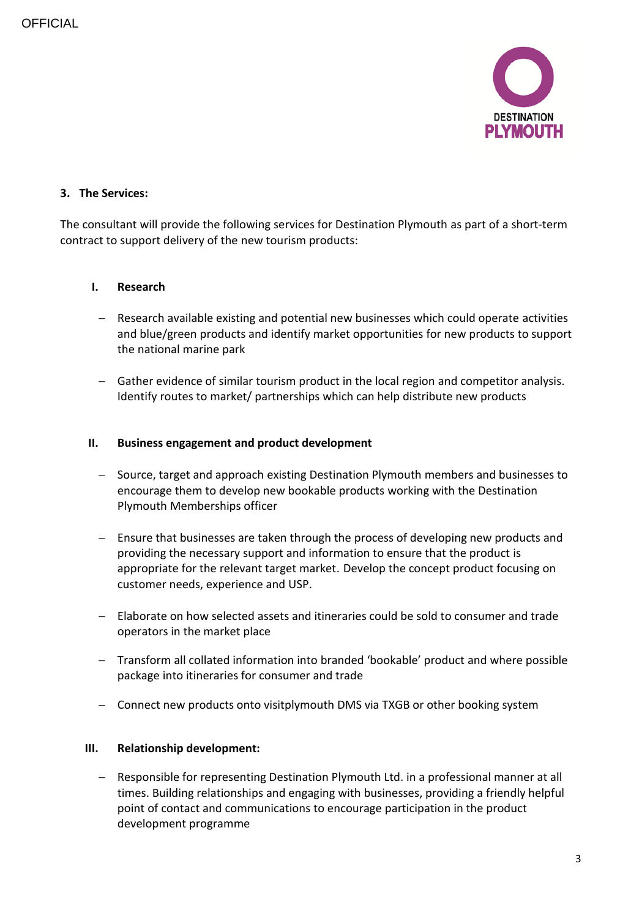### 3. The Services:

The consultant will provide the following services for Destination Plymouth as part of a short-term contract to support delivery of the new tourism products:

#### I. Research

- Research available existing and potential new businesses which could operate activities and blue/green products and identify market opportunities for new products to support the national marine park

- Gather evidence of similar tourism product in the local region and competitor analysis. Identify routes to market/ partnerships which can help distribute new products

#### II. Business engagement and product development

- Source, target and approach existing Destination Plymouth members and businesses to encourage them to develop new bookable products working with the Destination Plymouth Memberships officer

- Ensure that businesses are taken through the process of developing new products and providing the necessary support and information to ensure that the product is appropriate for the relevant target market. Develop the concept product focusing on customer needs, experience and USP.

- Elaborate on how selected assets and itineraries could be sold to consumer and trade operators in the market place

- Transform all collated information into branded 'bookable' product and where possible package into itineraries for consumer and trade

- Connect new products onto visitplymouth DMS via TXGB or other booking system

#### III. Relationship development:

- Responsible for representing Destination Plymouth Ltd. in a professional manner at all times. Building relationships and engaging with businesses, providing a friendly helpful point of contact and communications to encourage participation in the product development programme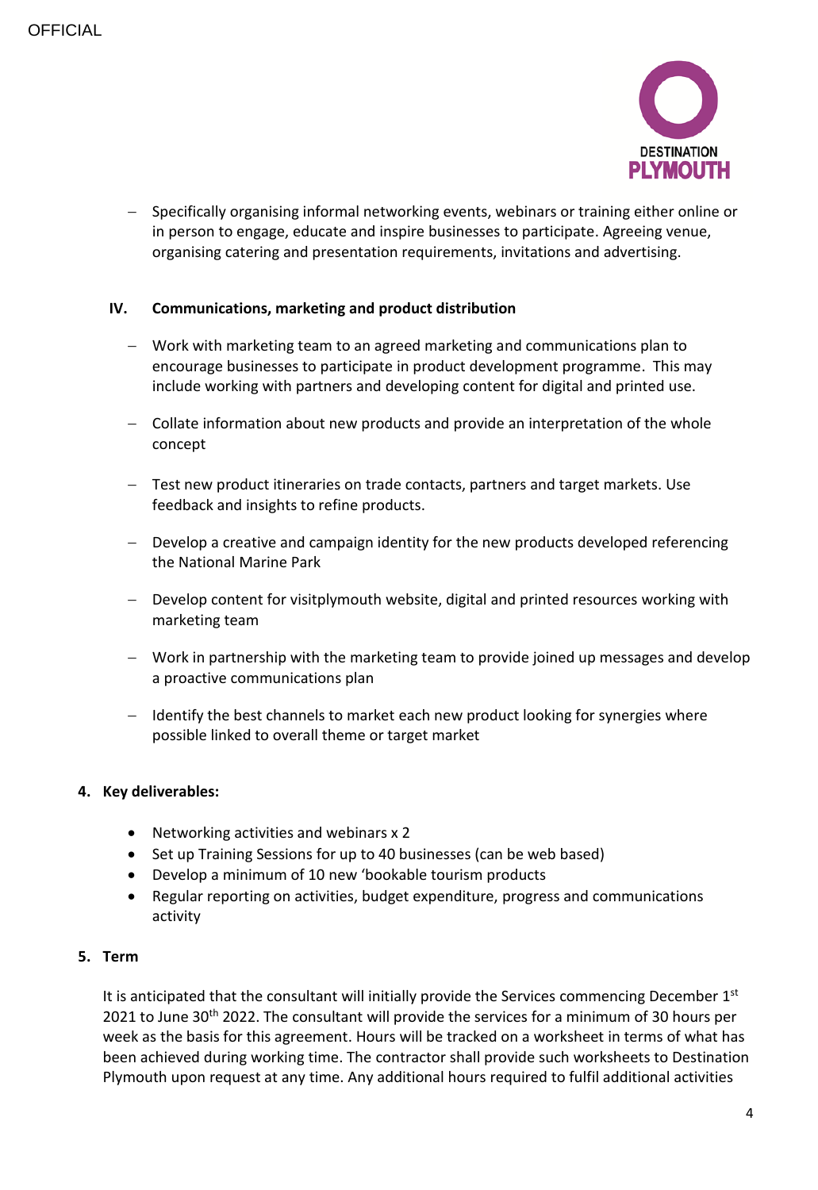- Specifically organising informal networking events, webinars or training either online or in person to engage, educate and inspire businesses to participate. Agreeing venue, organising catering and presentation requirements, invitations and advertising.

**IV. Communications, marketing and product distribution**

- Work with marketing team to an agreed marketing and communications plan to encourage businesses to participate in product development programme. This may include working with partners and developing content for digital and printed use.
- Collate information about new products and provide an interpretation of the whole concept
- Test new product itineraries on trade contacts, partners and target markets. Use feedback and insights to refine products.
- Develop a creative and campaign identity for the new products developed referencing the National Marine Park
- Develop content for visitplymouth website, digital and printed resources working with marketing team
- Work in partnership with the marketing team to provide joined up messages and develop a proactive communications plan
- Identify the best channels to market each new product looking for synergies where possible linked to overall theme or target market

## 4. Key deliverables:

- Networking activities and webinars x 2
- Set up Training Sessions for up to 40 businesses (can be web based)
- Develop a minimum of 10 new 'bookable tourism products
- Regular reporting on activities, budget expenditure, progress and communications activity

## 5. Term

It is anticipated that the consultant will initially provide the Services commencing December 1st 2021 to June 30th 2022. The consultant will provide the services for a minimum of 30 hours per week as the basis for this agreement. Hours will be tracked on a worksheet in terms of what has been achieved during working time. The contractor shall provide such worksheets to Destination Plymouth upon request at any time. Any additional hours required to fulfil additional activities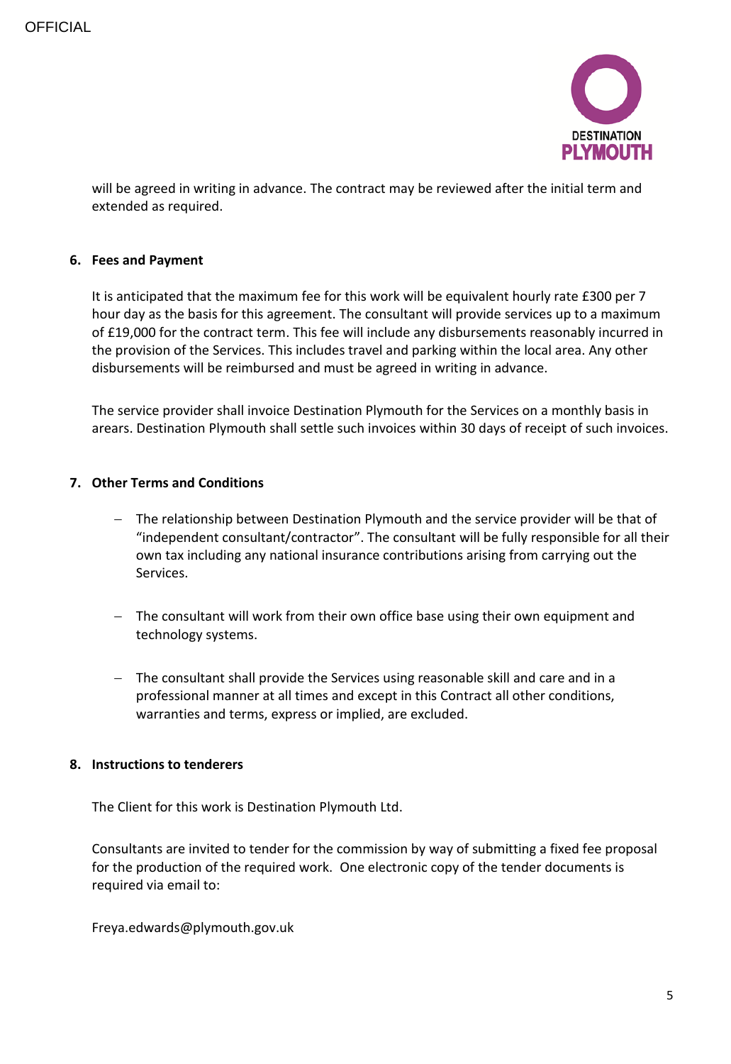will be agreed in writing in advance. The contract may be reviewed after the initial term and extended as required.

## 6. Fees and Payment

It is anticipated that the maximum fee for this work will be equivalent hourly rate £300 per 7 hour day as the basis for this agreement. The consultant will provide services up to a maximum of £19,000 for the contract term. This fee will include any disbursements reasonably incurred in the provision of the Services. This includes travel and parking within the local area. Any other disbursements will be reimbursed and must be agreed in writing in advance.

The service provider shall invoice Destination Plymouth for the Services on a monthly basis in arears. Destination Plymouth shall settle such invoices within 30 days of receipt of such invoices.

## 7. Other Terms and Conditions

- The relationship between Destination Plymouth and the service provider will be that of "independent consultant/contractor". The consultant will be fully responsible for all their own tax including any national insurance contributions arising from carrying out the Services.

- The consultant will work from their own office base using their own equipment and technology systems.

- The consultant shall provide the Services using reasonable skill and care and in a professional manner at all times and except in this Contract all other conditions, warranties and terms, express or implied, are excluded.

## 8. Instructions to tenderers

The Client for this work is Destination Plymouth Ltd.

Consultants are invited to tender for the commission by way of submitting a fixed fee proposal for the production of the required work. One electronic copy of the tender documents is required via email to:

Freya.edwards@plymouth.gov.uk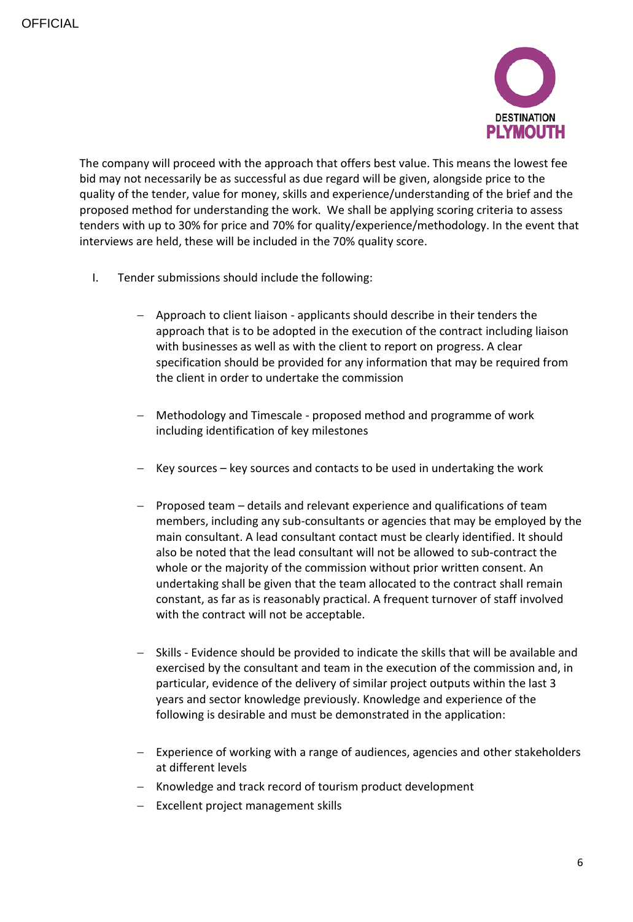The company will proceed with the approach that offers best value. This means the lowest fee bid may not necessarily be as successful as due regard will be given, alongside price to the quality of the tender, value for money, skills and experience/understanding of the brief and the proposed method for understanding the work. We shall be applying scoring criteria to assess tenders with up to 30% for price and 70% for quality/experience/methodology. In the event that interviews are held, these will be included in the 70% quality score.

I. Tender submissions should include the following:

   - Approach to client liaison - applicants should describe in their tenders the approach that is to be adopted in the execution of the contract including liaison with businesses as well as with the client to report on progress. A clear specification should be provided for any information that may be required from the client in order to undertake the commission

   - Methodology and Timescale - proposed method and programme of work including identification of key milestones

   - Key sources – key sources and contacts to be used in undertaking the work

   - Proposed team – details and relevant experience and qualifications of team members, including any sub-consultants or agencies that may be employed by the main consultant. A lead consultant contact must be clearly identified. It should also be noted that the lead consultant will not be allowed to sub-contract the whole or the majority of the commission without prior written consent. An undertaking shall be given that the team allocated to the contract shall remain constant, as far as is reasonably practical. A frequent turnover of staff involved with the contract will not be acceptable.

   - Skills - Evidence should be provided to indicate the skills that will be available and exercised by the consultant and team in the execution of the commission and, in particular, evidence of the delivery of similar project outputs within the last 3 years and sector knowledge previously. Knowledge and experience of the following is desirable and must be demonstrated in the application:

   - Experience of working with a range of audiences, agencies and other stakeholders at different levels
   - Knowledge and track record of tourism product development
   - Excellent project management skills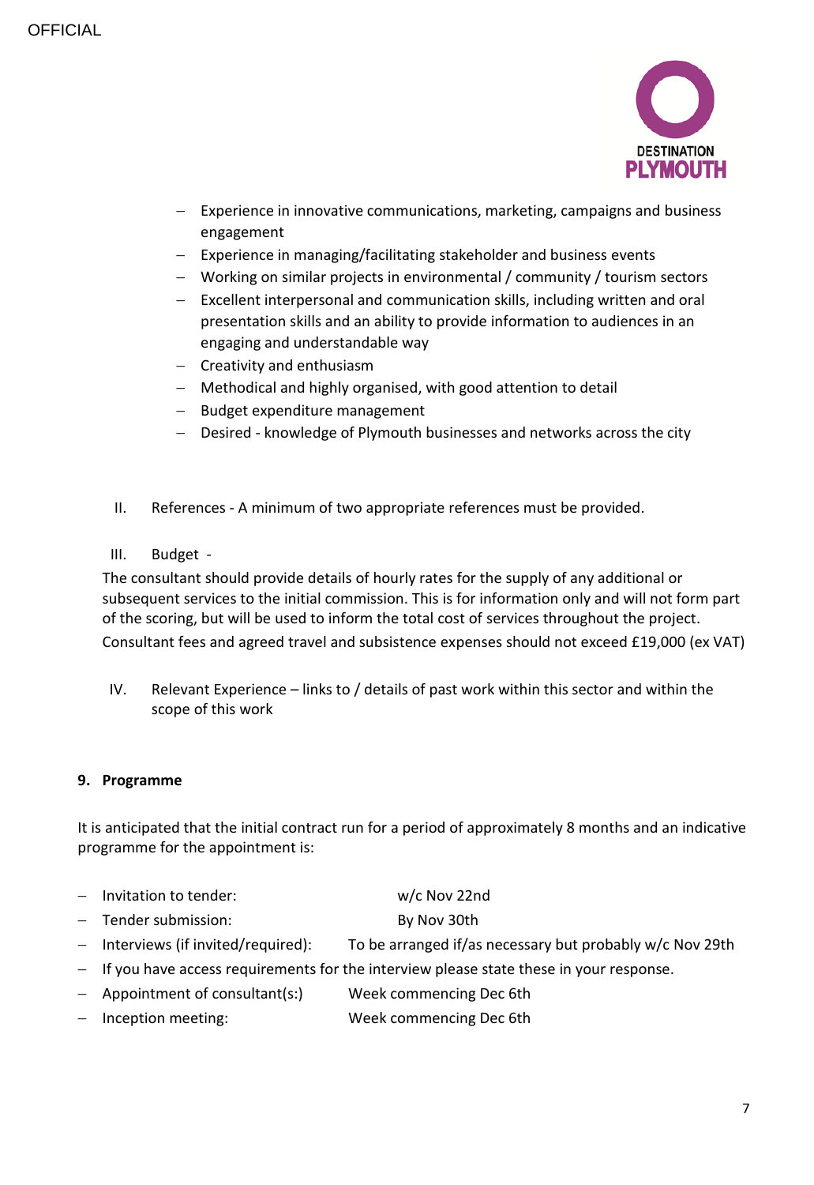- Experience in innovative communications, marketing, campaigns and business engagement
- Experience in managing/facilitating stakeholder and business events
- Working on similar projects in environmental / community / tourism sectors
- Excellent interpersonal and communication skills, including written and oral presentation skills and an ability to provide information to audiences in an engaging and understandable way
- Creativity and enthusiasm
- Methodical and highly organised, with good attention to detail
- Budget expenditure management
- Desired - knowledge of Plymouth businesses and networks across the city

II. References - A minimum of two appropriate references must be provided.

III. Budget -

The consultant should provide details of hourly rates for the supply of any additional or subsequent services to the initial commission. This is for information only and will not form part of the scoring, but will be used to inform the total cost of services throughout the project.

Consultant fees and agreed travel and subsistence expenses should not exceed £19,000 (ex VAT)

IV. Relevant Experience – links to / details of past work within this sector and within the scope of this work

## 9. Programme

It is anticipated that the initial contract run for a period of approximately 8 months and an indicative programme for the appointment is:

- Invitation to tender: w/c Nov 22nd
- Tender submission: By Nov 30th
- Interviews (if invited/required): To be arranged if/as necessary but probably w/c Nov 29th
- If you have access requirements for the interview please state these in your response.
- Appointment of consultant(s:) Week commencing Dec 6th
- Inception meeting: Week commencing Dec 6th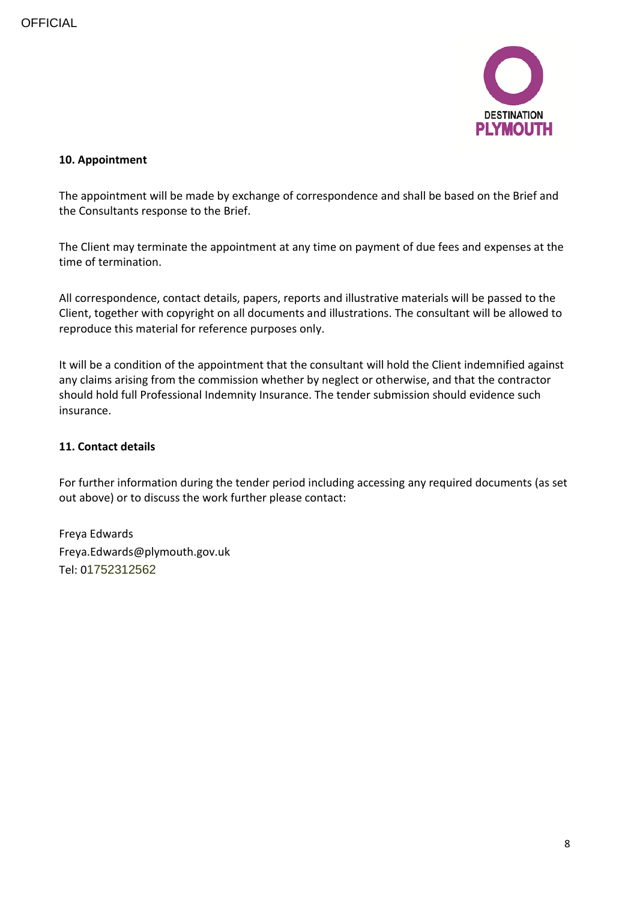**10. Appointment**

The appointment will be made by exchange of correspondence and shall be based on the Brief and the Consultants response to the Brief.

The Client may terminate the appointment at any time on payment of due fees and expenses at the time of termination.

All correspondence, contact details, papers, reports and illustrative materials will be passed to the Client, together with copyright on all documents and illustrations. The consultant will be allowed to reproduce this material for reference purposes only.

It will be a condition of the appointment that the consultant will hold the Client indemnified against any claims arising from the commission whether by neglect or otherwise, and that the contractor should hold full Professional Indemnity Insurance. The tender submission should evidence such insurance.

**11. Contact details**

For further information during the tender period including accessing any required documents (as set out above) or to discuss the work further please contact:

Freya Edwards
Freya.Edwards@plymouth.gov.uk
Tel: 01752312562